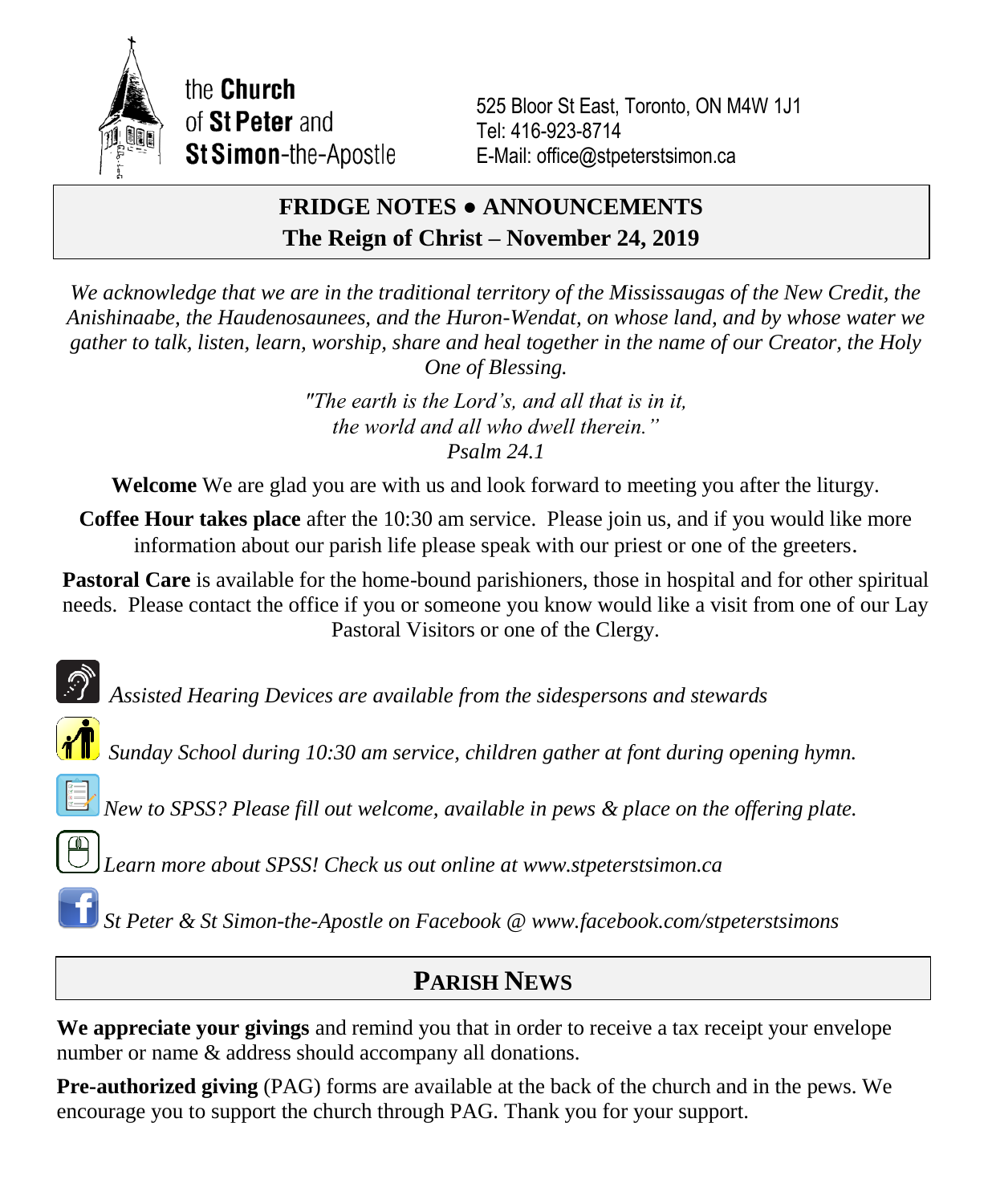the **Church** of **St Peter** and **St Simon**-the-Apostle

525 Bloor St East, Toronto, ON M4W 1J1
Tel: 416-923-8714
E-Mail: office@stpeterstsimon.ca

# FRIDGE NOTES ● ANNOUNCEMENTS
## The Reign of Christ – November 24, 2019

*We acknowledge that we are in the traditional territory of the Mississaugas of the New Credit, the Anishinaabe, the Haudenosaunees, and the Huron-Wendat, on whose land, and by whose water we gather to talk, listen, learn, worship, share and heal together in the name of our Creator, the Holy One of Blessing.*

*"The earth is the Lord's, and all that is in it,*
*the world and all who dwell therein."*
*Psalm 24.1*

**Welcome** We are glad you are with us and look forward to meeting you after the liturgy.

**Coffee Hour takes place** after the 10:30 am service. Please join us, and if you would like more information about our parish life please speak with our priest or one of the greeters.

**Pastoral Care** is available for the home-bound parishioners, those in hospital and for other spiritual needs. Please contact the office if you or someone you know would like a visit from one of our Lay Pastoral Visitors or one of the Clergy.

*Assisted Hearing Devices are available from the sidespersons and stewards*

*Sunday School during 10:30 am service, children gather at font during opening hymn.*

*New to SPSS? Please fill out welcome, available in pews & place on the offering plate.*

*Learn more about SPSS! Check us out online at www.stpeterstsimon.ca*

*St Peter & St Simon-the-Apostle on Facebook @ www.facebook.com/stpeterstsimons*

## PARISH NEWS

**We appreciate your givings** and remind you that in order to receive a tax receipt your envelope number or name & address should accompany all donations.

**Pre-authorized giving** (PAG) forms are available at the back of the church and in the pews. We encourage you to support the church through PAG. Thank you for your support.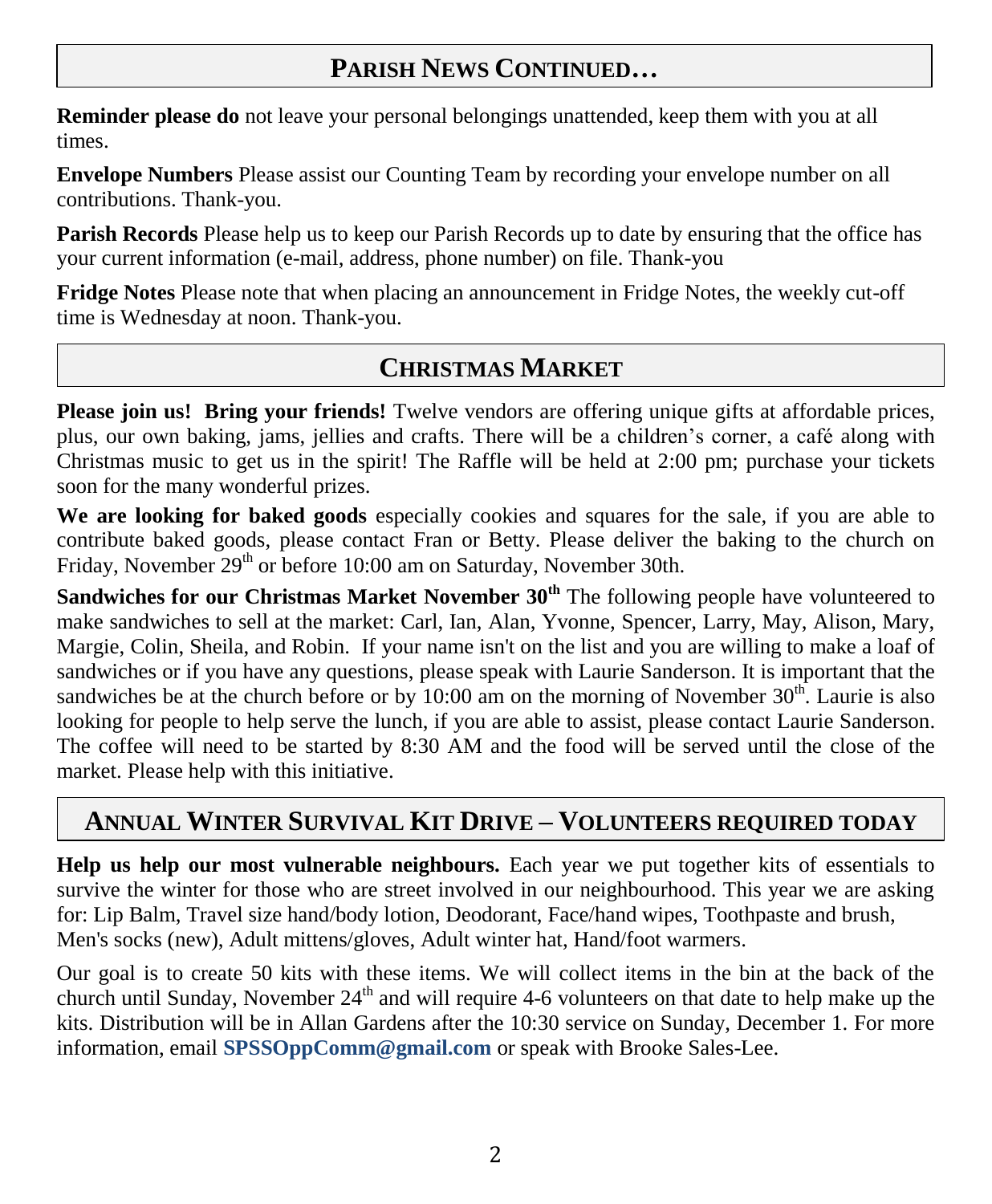## Parish News Continued…

**Reminder please do** not leave your personal belongings unattended, keep them with you at all times.

**Envelope Numbers** Please assist our Counting Team by recording your envelope number on all contributions. Thank-you.

**Parish Records** Please help us to keep our Parish Records up to date by ensuring that the office has your current information (e-mail, address, phone number) on file. Thank-you

**Fridge Notes** Please note that when placing an announcement in Fridge Notes, the weekly cut-off time is Wednesday at noon. Thank-you.

## Christmas Market

**Please join us! Bring your friends!** Twelve vendors are offering unique gifts at affordable prices, plus, our own baking, jams, jellies and crafts. There will be a children's corner, a café along with Christmas music to get us in the spirit! The Raffle will be held at 2:00 pm; purchase your tickets soon for the many wonderful prizes.

**We are looking for baked goods** especially cookies and squares for the sale, if you are able to contribute baked goods, please contact Fran or Betty. Please deliver the baking to the church on Friday, November 29th or before 10:00 am on Saturday, November 30th.

**Sandwiches for our Christmas Market November 30th** The following people have volunteered to make sandwiches to sell at the market: Carl, Ian, Alan, Yvonne, Spencer, Larry, May, Alison, Mary, Margie, Colin, Sheila, and Robin. If your name isn't on the list and you are willing to make a loaf of sandwiches or if you have any questions, please speak with Laurie Sanderson. It is important that the sandwiches be at the church before or by 10:00 am on the morning of November 30th. Laurie is also looking for people to help serve the lunch, if you are able to assist, please contact Laurie Sanderson. The coffee will need to be started by 8:30 AM and the food will be served until the close of the market. Please help with this initiative.

## Annual Winter Survival Kit Drive – Volunteers Required Today

**Help us help our most vulnerable neighbours.** Each year we put together kits of essentials to survive the winter for those who are street involved in our neighbourhood. This year we are asking for: Lip Balm, Travel size hand/body lotion, Deodorant, Face/hand wipes, Toothpaste and brush, Men's socks (new), Adult mittens/gloves, Adult winter hat, Hand/foot warmers.

Our goal is to create 50 kits with these items. We will collect items in the bin at the back of the church until Sunday, November 24th and will require 4-6 volunteers on that date to help make up the kits. Distribution will be in Allan Gardens after the 10:30 service on Sunday, December 1. For more information, email **SPSSOppComm@gmail.com** or speak with Brooke Sales-Lee.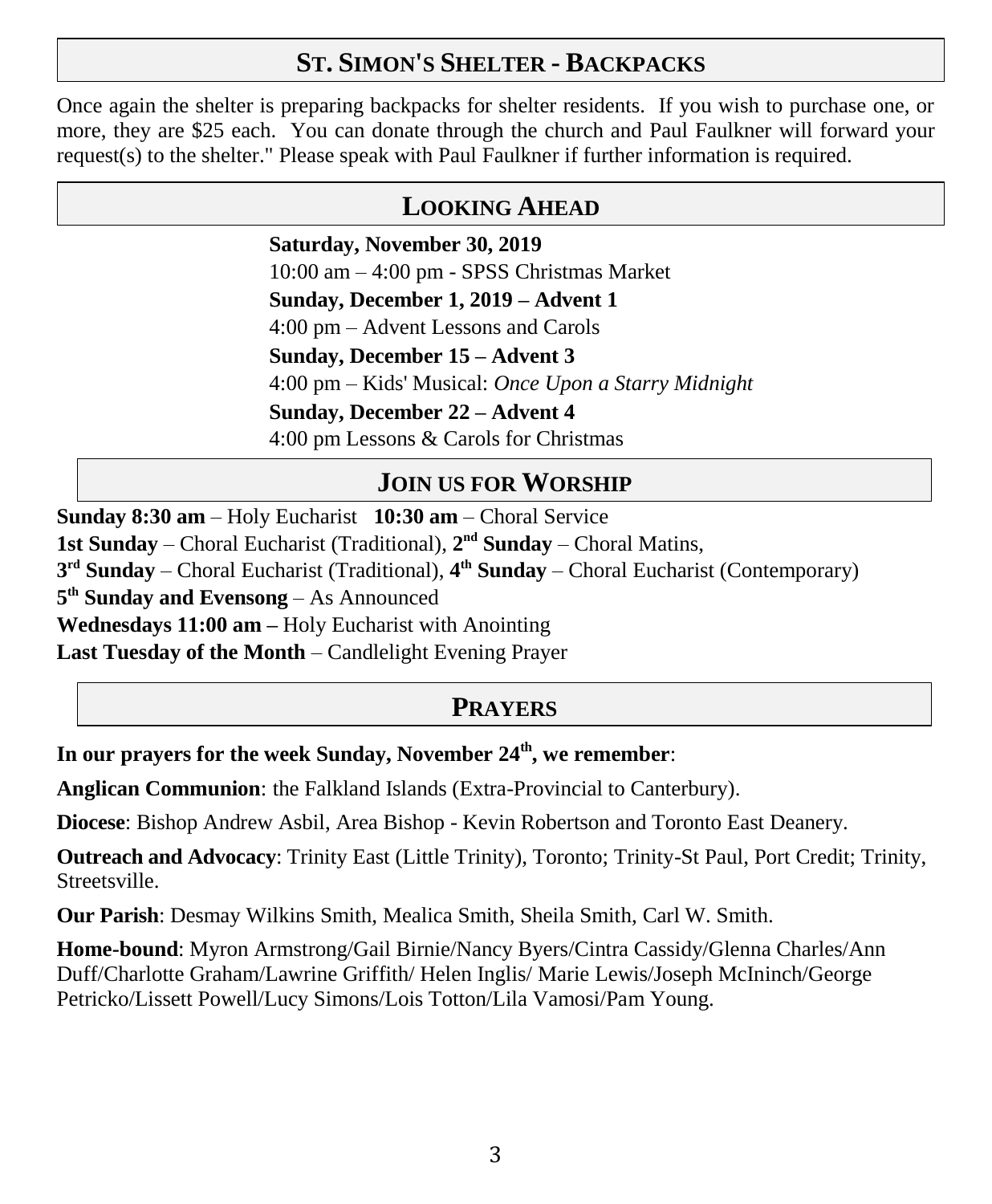## St. Simon's Shelter - Backpacks

Once again the shelter is preparing backpacks for shelter residents. If you wish to purchase one, or more, they are $25 each. You can donate through the church and Paul Faulkner will forward your request(s) to the shelter." Please speak with Paul Faulkner if further information is required.

## Looking Ahead

**Saturday, November 30, 2019**
10:00 am – 4:00 pm - SPSS Christmas Market
**Sunday, December 1, 2019 – Advent 1**
4:00 pm – Advent Lessons and Carols
**Sunday, December 15 – Advent 3**
4:00 pm – Kids' Musical: *Once Upon a Starry Midnight*
**Sunday, December 22 – Advent 4**
4:00 pm Lessons & Carols for Christmas

## Join us for Worship

**Sunday 8:30 am** – Holy Eucharist **10:30 am** – Choral Service
**1st Sunday** – Choral Eucharist (Traditional), **2nd Sunday** – Choral Matins,
**3rd Sunday** – Choral Eucharist (Traditional), **4th Sunday** – Choral Eucharist (Contemporary)
**5th Sunday and Evensong** – As Announced
**Wednesdays 11:00 am –** Holy Eucharist with Anointing
**Last Tuesday of the Month** – Candlelight Evening Prayer

## Prayers

**In our prayers for the week Sunday, November 24th, we remember**:

**Anglican Communion**: the Falkland Islands (Extra-Provincial to Canterbury).

**Diocese**: Bishop Andrew Asbil, Area Bishop - Kevin Robertson and Toronto East Deanery.

**Outreach and Advocacy**: Trinity East (Little Trinity), Toronto; Trinity-St Paul, Port Credit; Trinity, Streetsville.

**Our Parish**: Desmay Wilkins Smith, Mealica Smith, Sheila Smith, Carl W. Smith.

**Home-bound**: Myron Armstrong/Gail Birnie/Nancy Byers/Cintra Cassidy/Glenna Charles/Ann Duff/Charlotte Graham/Lawrine Griffith/ Helen Inglis/ Marie Lewis/Joseph McIninch/George Petricko/Lissett Powell/Lucy Simons/Lois Totton/Lila Vamosi/Pam Young.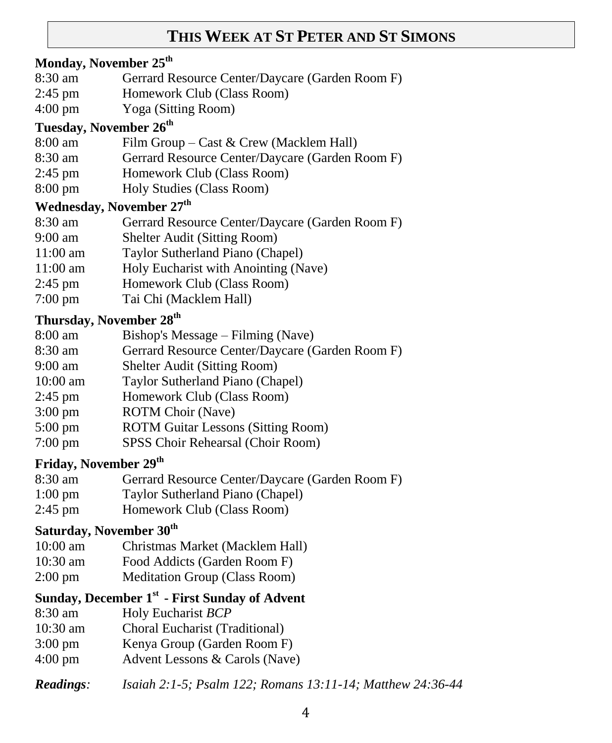# THIS WEEK AT ST PETER AND ST SIMONS

**Monday, November 25th**

| | |
|---|---|
| 8:30 am | Gerrard Resource Center/Daycare (Garden Room F) |
| 2:45 pm | Homework Club (Class Room) |
| 4:00 pm | Yoga (Sitting Room) |

**Tuesday, November 26th**

| | |
|---|---|
| 8:00 am | Film Group – Cast & Crew (Macklem Hall) |
| 8:30 am | Gerrard Resource Center/Daycare (Garden Room F) |
| 2:45 pm | Homework Club (Class Room) |
| 8:00 pm | Holy Studies (Class Room) |

**Wednesday, November 27th**

| | |
|---|---|
| 8:30 am | Gerrard Resource Center/Daycare (Garden Room F) |
| 9:00 am | Shelter Audit (Sitting Room) |
| 11:00 am | Taylor Sutherland Piano (Chapel) |
| 11:00 am | Holy Eucharist with Anointing (Nave) |
| 2:45 pm | Homework Club (Class Room) |
| 7:00 pm | Tai Chi (Macklem Hall) |

**Thursday, November 28th**

| | |
|---|---|
| 8:00 am | Bishop's Message – Filming (Nave) |
| 8:30 am | Gerrard Resource Center/Daycare (Garden Room F) |
| 9:00 am | Shelter Audit (Sitting Room) |
| 10:00 am | Taylor Sutherland Piano (Chapel) |
| 2:45 pm | Homework Club (Class Room) |
| 3:00 pm | ROTM Choir (Nave) |
| 5:00 pm | ROTM Guitar Lessons (Sitting Room) |
| 7:00 pm | SPSS Choir Rehearsal (Choir Room) |

**Friday, November 29th**

| | |
|---|---|
| 8:30 am | Gerrard Resource Center/Daycare (Garden Room F) |
| 1:00 pm | Taylor Sutherland Piano (Chapel) |
| 2:45 pm | Homework Club (Class Room) |

**Saturday, November 30th**

| | |
|---|---|
| 10:00 am | Christmas Market (Macklem Hall) |
| 10:30 am | Food Addicts (Garden Room F) |
| 2:00 pm | Meditation Group (Class Room) |

**Sunday, December 1st - First Sunday of Advent**

| | |
|---|---|
| 8:30 am | Holy Eucharist *BCP* |
| 10:30 am | Choral Eucharist (Traditional) |
| 3:00 pm | Kenya Group (Garden Room F) |
| 4:00 pm | Advent Lessons & Carols (Nave) |

***Readings**:* *Isaiah 2:1-5; Psalm 122; Romans 13:11-14; Matthew 24:36-44*